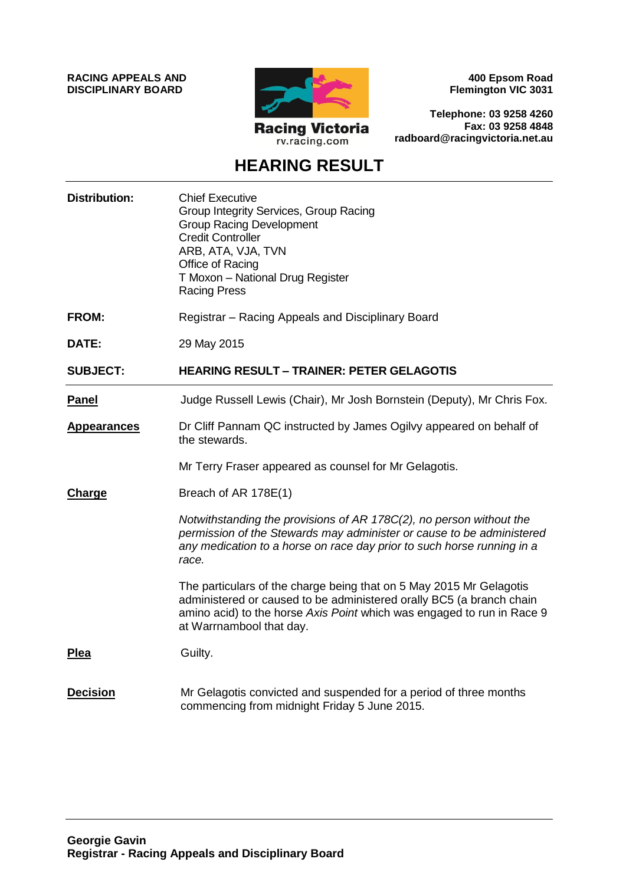**RACING APPEALS AND DISCIPLINARY BOARD**

Racing Victoria
rv.racing.com

**400 Epsom Road**
**Flemington VIC 3031**

**Telephone: 03 9258 4260**
**Fax: 03 9258 4848**
**radboard@racingvictoria.net.au**

# HEARING RESULT

**Distribution:** Chief Executive
Group Integrity Services, Group Racing
Group Racing Development
Credit Controller
ARB, ATA, VJA, TVN
Office of Racing
T Moxon – National Drug Register
Racing Press

**FROM:** Registrar – Racing Appeals and Disciplinary Board

**DATE:** 29 May 2015

**SUBJECT:** **HEARING RESULT – TRAINER: PETER GELAGOTIS**

**Panel**

Judge Russell Lewis (Chair), Mr Josh Bornstein (Deputy), Mr Chris Fox.

**Appearances**

Dr Cliff Pannam QC instructed by James Ogilvy appeared on behalf of the stewards.

Mr Terry Fraser appeared as counsel for Mr Gelagotis.

**Charge**

Breach of AR 178E(1)

*Notwithstanding the provisions of AR 178C(2), no person without the permission of the Stewards may administer or cause to be administered any medication to a horse on race day prior to such horse running in a race.*

The particulars of the charge being that on 5 May 2015 Mr Gelagotis administered or caused to be administered orally BC5 (a branch chain amino acid) to the horse *Axis Point* which was engaged to run in Race 9 at Warrnambool that day.

**Plea**

Guilty.

**Decision**

Mr Gelagotis convicted and suspended for a period of three months commencing from midnight Friday 5 June 2015.

**Georgie Gavin**
**Registrar - Racing Appeals and Disciplinary Board**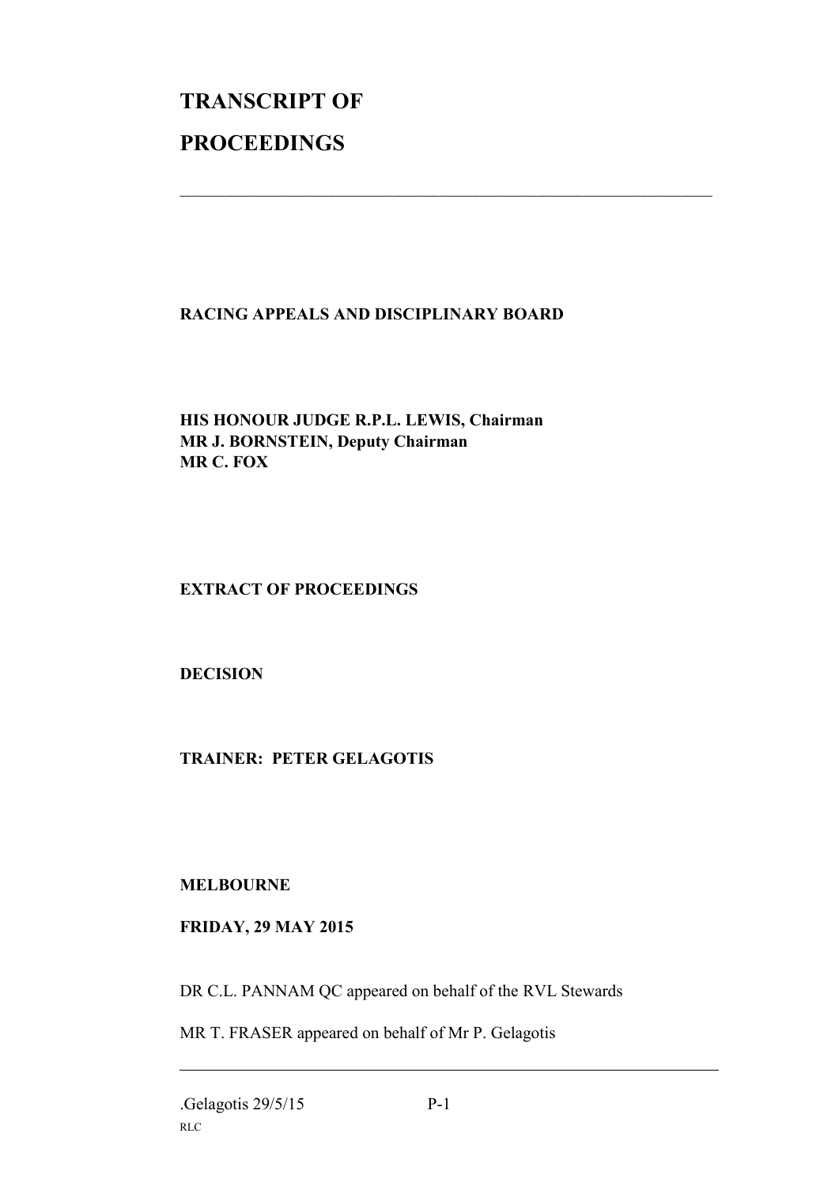# TRANSCRIPT OF PROCEEDINGS

---

**RACING APPEALS AND DISCIPLINARY BOARD**

**HIS HONOUR JUDGE R.P.L. LEWIS, Chairman**
**MR J. BORNSTEIN, Deputy Chairman**
**MR C. FOX**

**EXTRACT OF PROCEEDINGS**

**DECISION**

**TRAINER: PETER GELAGOTIS**

**MELBOURNE**

**FRIDAY, 29 MAY 2015**

DR C.L. PANNAM QC appeared on behalf of the RVL Stewards

MR T. FRASER appeared on behalf of Mr P. Gelagotis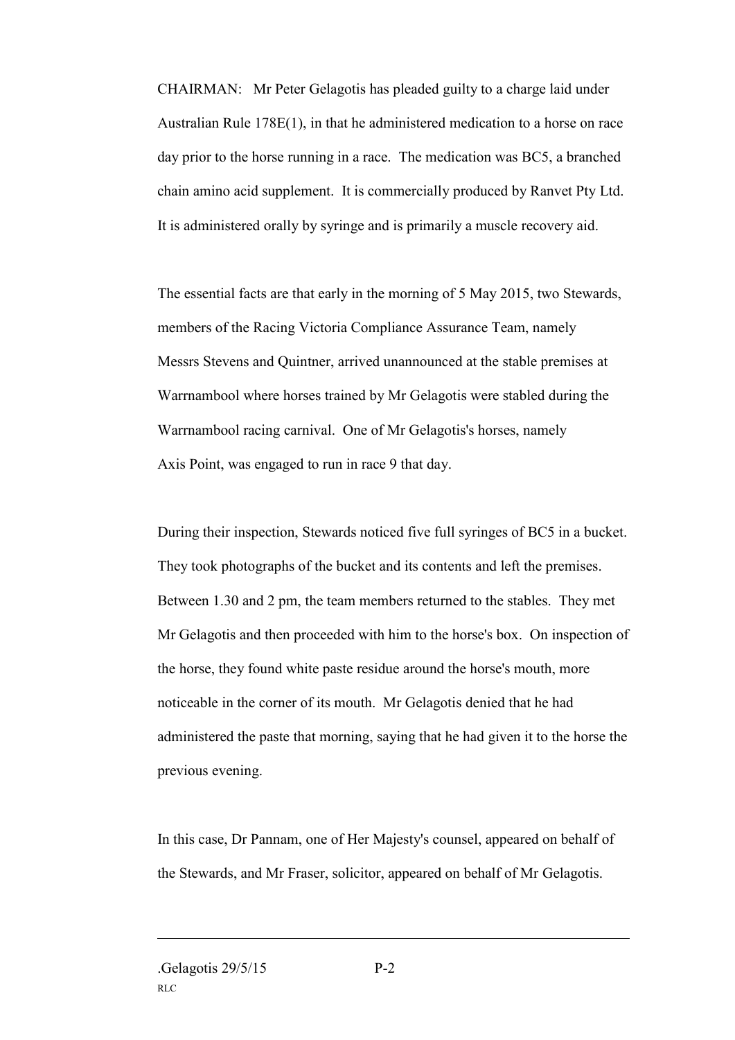CHAIRMAN: Mr Peter Gelagotis has pleaded guilty to a charge laid under Australian Rule 178E(1), in that he administered medication to a horse on race day prior to the horse running in a race. The medication was BC5, a branched chain amino acid supplement. It is commercially produced by Ranvet Pty Ltd. It is administered orally by syringe and is primarily a muscle recovery aid.

The essential facts are that early in the morning of 5 May 2015, two Stewards, members of the Racing Victoria Compliance Assurance Team, namely Messrs Stevens and Quintner, arrived unannounced at the stable premises at Warrnambool where horses trained by Mr Gelagotis were stabled during the Warrnambool racing carnival. One of Mr Gelagotis's horses, namely Axis Point, was engaged to run in race 9 that day.

During their inspection, Stewards noticed five full syringes of BC5 in a bucket. They took photographs of the bucket and its contents and left the premises. Between 1.30 and 2 pm, the team members returned to the stables. They met Mr Gelagotis and then proceeded with him to the horse's box. On inspection of the horse, they found white paste residue around the horse's mouth, more noticeable in the corner of its mouth. Mr Gelagotis denied that he had administered the paste that morning, saying that he had given it to the horse the previous evening.

In this case, Dr Pannam, one of Her Majesty's counsel, appeared on behalf of the Stewards, and Mr Fraser, solicitor, appeared on behalf of Mr Gelagotis.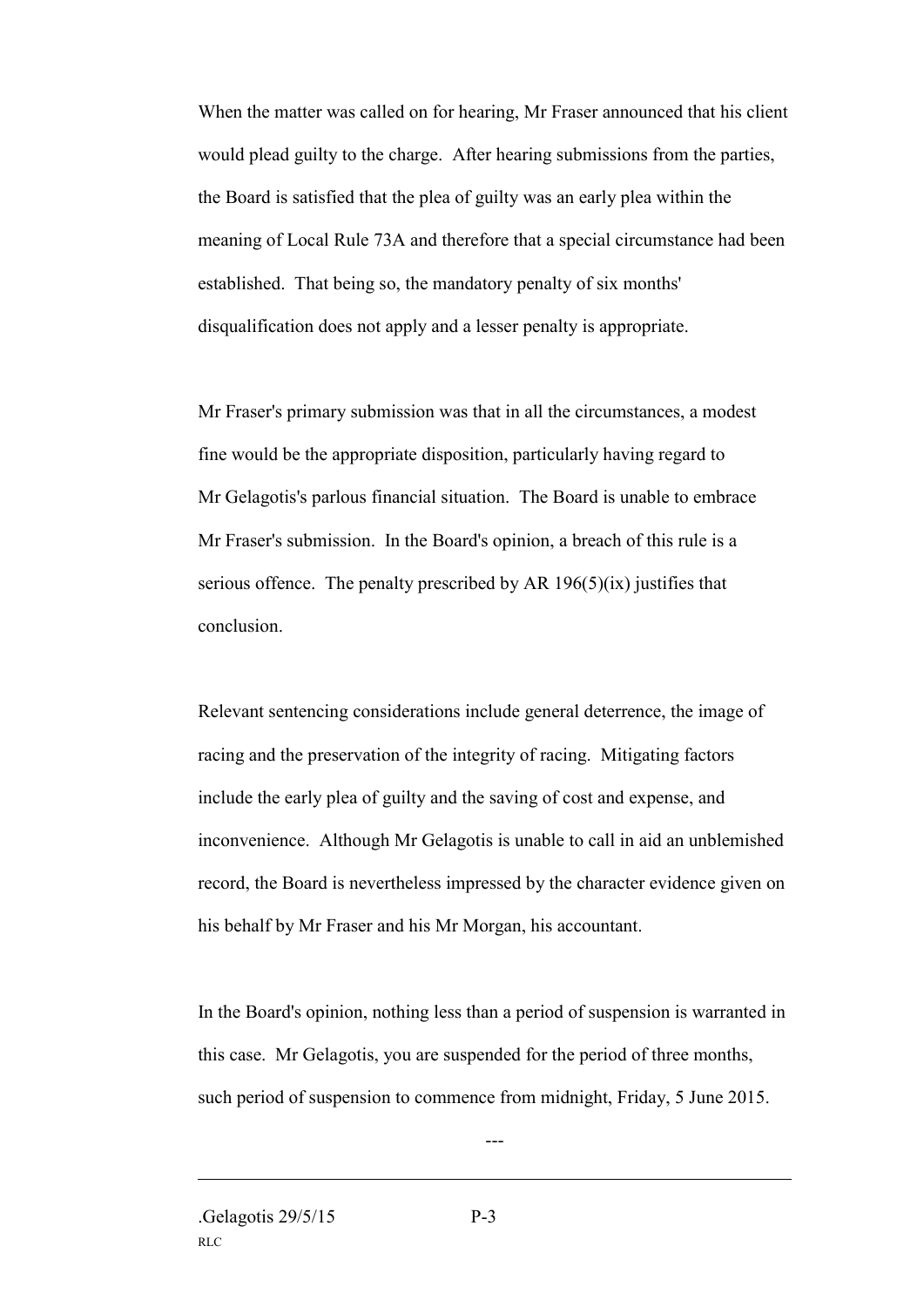When the matter was called on for hearing, Mr Fraser announced that his client would plead guilty to the charge. After hearing submissions from the parties, the Board is satisfied that the plea of guilty was an early plea within the meaning of Local Rule 73A and therefore that a special circumstance had been established. That being so, the mandatory penalty of six months' disqualification does not apply and a lesser penalty is appropriate.

Mr Fraser's primary submission was that in all the circumstances, a modest fine would be the appropriate disposition, particularly having regard to Mr Gelagotis's parlous financial situation. The Board is unable to embrace Mr Fraser's submission. In the Board's opinion, a breach of this rule is a serious offence. The penalty prescribed by AR 196(5)(ix) justifies that conclusion.

Relevant sentencing considerations include general deterrence, the image of racing and the preservation of the integrity of racing. Mitigating factors include the early plea of guilty and the saving of cost and expense, and inconvenience. Although Mr Gelagotis is unable to call in aid an unblemished record, the Board is nevertheless impressed by the character evidence given on his behalf by Mr Fraser and his Mr Morgan, his accountant.

In the Board's opinion, nothing less than a period of suspension is warranted in this case. Mr Gelagotis, you are suspended for the period of three months, such period of suspension to commence from midnight, Friday, 5 June 2015.

---